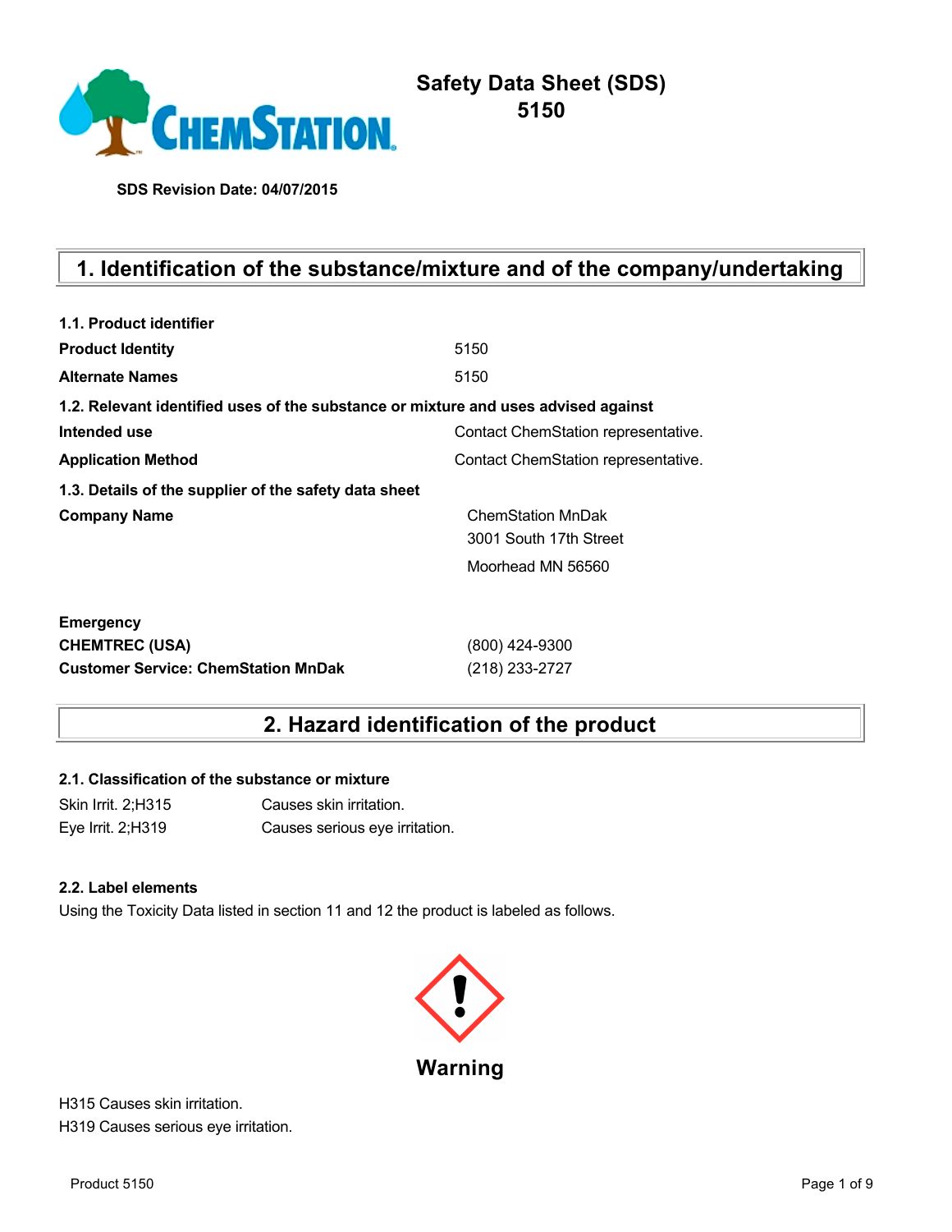# Safety Data Sheet (SDS)
# 5150

**SDS Revision Date: 04/07/2015**

## 1. Identification of the substance/mixture and of the company/undertaking

**1.1. Product identifier**

| | |
|---|---|
| **Product Identity** | 5150 |
| **Alternate Names** | 5150 |

**1.2. Relevant identified uses of the substance or mixture and uses advised against**

| | |
|---|---|
| **Intended use** | Contact ChemStation representative. |
| **Application Method** | Contact ChemStation representative. |

**1.3. Details of the supplier of the safety data sheet**

| | |
|---|---|
| **Company Name** | ChemStation MnDak<br>3001 South 17th Street<br>Moorhead MN 56560 |

**Emergency**

| | |
|---|---|
| **CHEMTREC (USA)** | (800) 424-9300 |
| **Customer Service: ChemStation MnDak** | (218) 233-2727 |

## 2. Hazard identification of the product

**2.1. Classification of the substance or mixture**

| | |
|---|---|
| Skin Irrit. 2;H315 | Causes skin irritation. |
| Eye Irrit. 2;H319 | Causes serious eye irritation. |

**2.2. Label elements**

Using the Toxicity Data listed in section 11 and 12 the product is labeled as follows.

**Warning**

H315 Causes skin irritation.
H319 Causes serious eye irritation.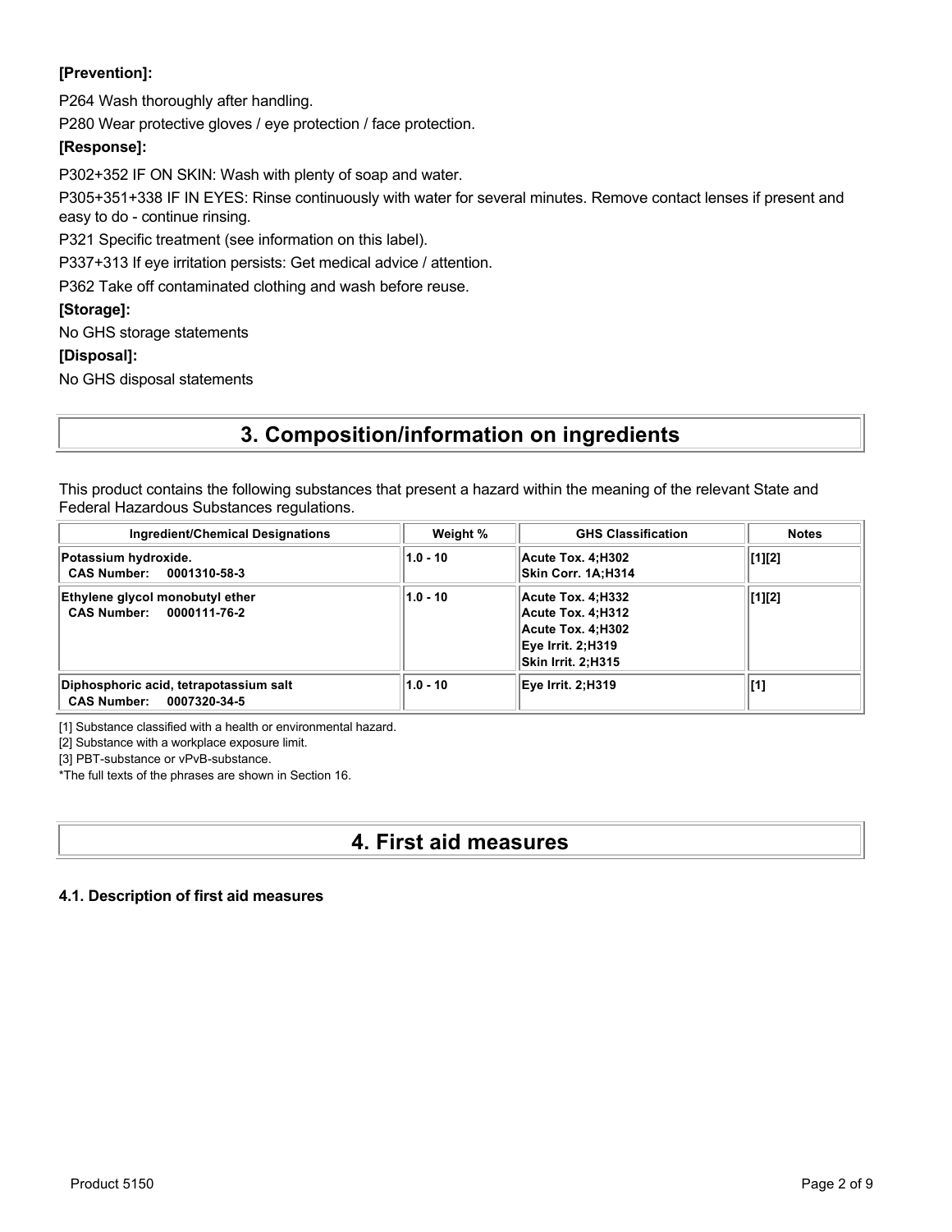**[Prevention]:**

P264 Wash thoroughly after handling.

P280 Wear protective gloves / eye protection / face protection.

**[Response]:**

P302+352 IF ON SKIN: Wash with plenty of soap and water.

P305+351+338 IF IN EYES: Rinse continuously with water for several minutes. Remove contact lenses if present and easy to do - continue rinsing.

P321 Specific treatment (see information on this label).

P337+313 If eye irritation persists: Get medical advice / attention.

P362 Take off contaminated clothing and wash before reuse.

**[Storage]:**

No GHS storage statements

**[Disposal]:**

No GHS disposal statements

# 3. Composition/information on ingredients

This product contains the following substances that present a hazard within the meaning of the relevant State and Federal Hazardous Substances regulations.

| Ingredient/Chemical Designations | Weight % | GHS Classification | Notes |
|---|---|---|---|
| **Potassium hydroxide.**<br>**CAS Number: 0001310-58-3** | **1.0 - 10** | **Acute Tox. 4;H302**<br>**Skin Corr. 1A;H314** | **[1][2]** |
| **Ethylene glycol monobutyl ether**<br>**CAS Number: 0000111-76-2** | **1.0 - 10** | **Acute Tox. 4;H332**<br>**Acute Tox. 4;H312**<br>**Acute Tox. 4;H302**<br>**Eye Irrit. 2;H319**<br>**Skin Irrit. 2;H315** | **[1][2]** |
| **Diphosphoric acid, tetrapotassium salt**<br>**CAS Number: 0007320-34-5** | **1.0 - 10** | **Eye Irrit. 2;H319** | **[1]** |

[1] Substance classified with a health or environmental hazard.

[2] Substance with a workplace exposure limit.

[3] PBT-substance or vPvB-substance.

*The full texts of the phrases are shown in Section 16.

# 4. First aid measures

### 4.1. Description of first aid measures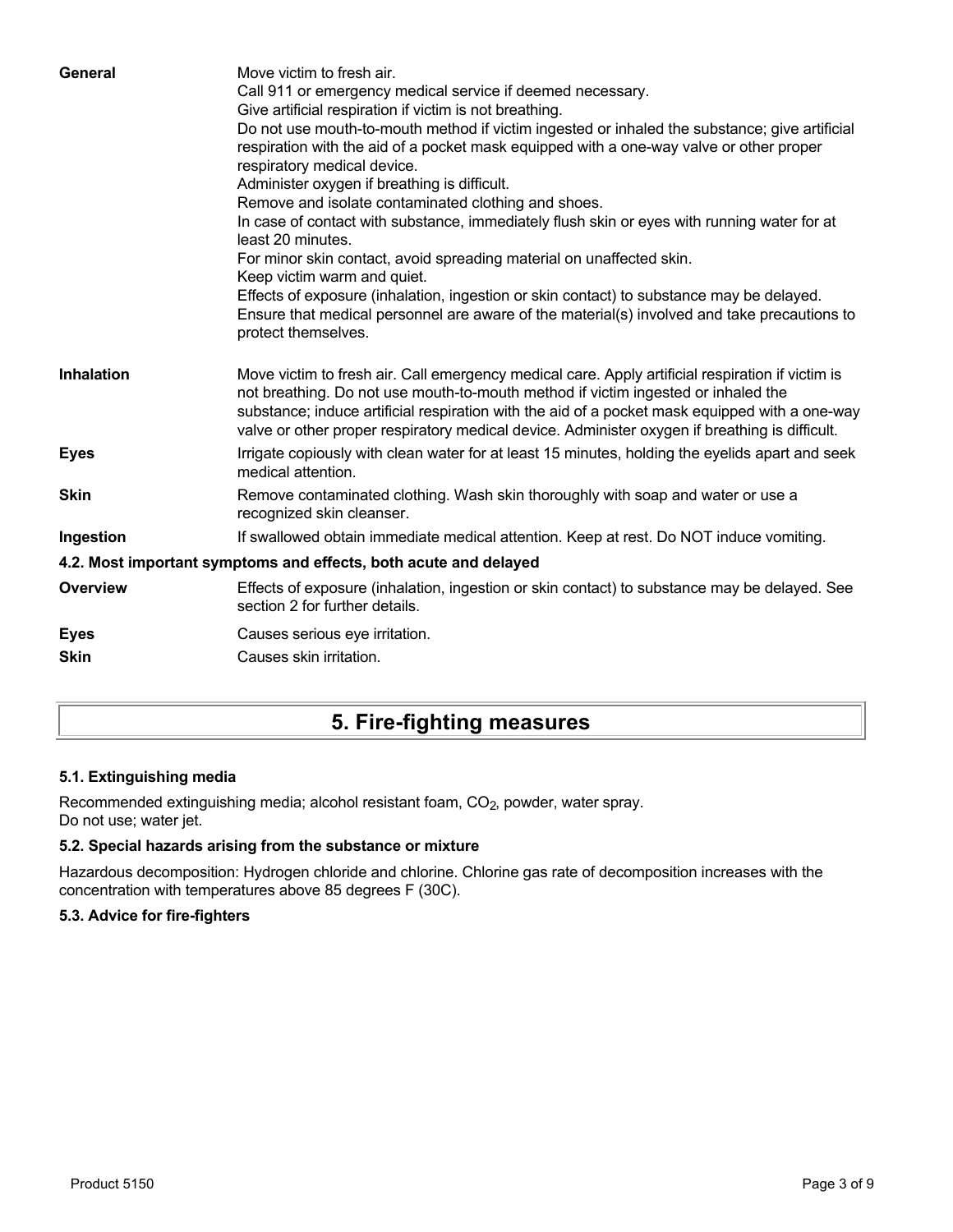| | |
|---|---|
| **General** | Move victim to fresh air.<br>Call 911 or emergency medical service if deemed necessary.<br>Give artificial respiration if victim is not breathing.<br>Do not use mouth-to-mouth method if victim ingested or inhaled the substance; give artificial respiration with the aid of a pocket mask equipped with a one-way valve or other proper respiratory medical device.<br>Administer oxygen if breathing is difficult.<br>Remove and isolate contaminated clothing and shoes.<br>In case of contact with substance, immediately flush skin or eyes with running water for at least 20 minutes.<br>For minor skin contact, avoid spreading material on unaffected skin.<br>Keep victim warm and quiet.<br>Effects of exposure (inhalation, ingestion or skin contact) to substance may be delayed.<br>Ensure that medical personnel are aware of the material(s) involved and take precautions to protect themselves. |
| **Inhalation** | Move victim to fresh air. Call emergency medical care. Apply artificial respiration if victim is not breathing. Do not use mouth-to-mouth method if victim ingested or inhaled the substance; induce artificial respiration with the aid of a pocket mask equipped with a one-way valve or other proper respiratory medical device. Administer oxygen if breathing is difficult. |
| **Eyes** | Irrigate copiously with clean water for at least 15 minutes, holding the eyelids apart and seek medical attention. |
| **Skin** | Remove contaminated clothing. Wash skin thoroughly with soap and water or use a recognized skin cleanser. |
| **Ingestion** | If swallowed obtain immediate medical attention. Keep at rest. Do NOT induce vomiting. |

### 4.2. Most important symptoms and effects, both acute and delayed

| | |
|---|---|
| **Overview** | Effects of exposure (inhalation, ingestion or skin contact) to substance may be delayed. See section 2 for further details. |
| **Eyes** | Causes serious eye irritation. |
| **Skin** | Causes skin irritation. |

## 5. Fire-fighting measures

### 5.1. Extinguishing media

Recommended extinguishing media; alcohol resistant foam, $CO_2$, powder, water spray.
Do not use; water jet.

### 5.2. Special hazards arising from the substance or mixture

Hazardous decomposition: Hydrogen chloride and chlorine. Chlorine gas rate of decomposition increases with the concentration with temperatures above 85 degrees F (30C).

### 5.3. Advice for fire-fighters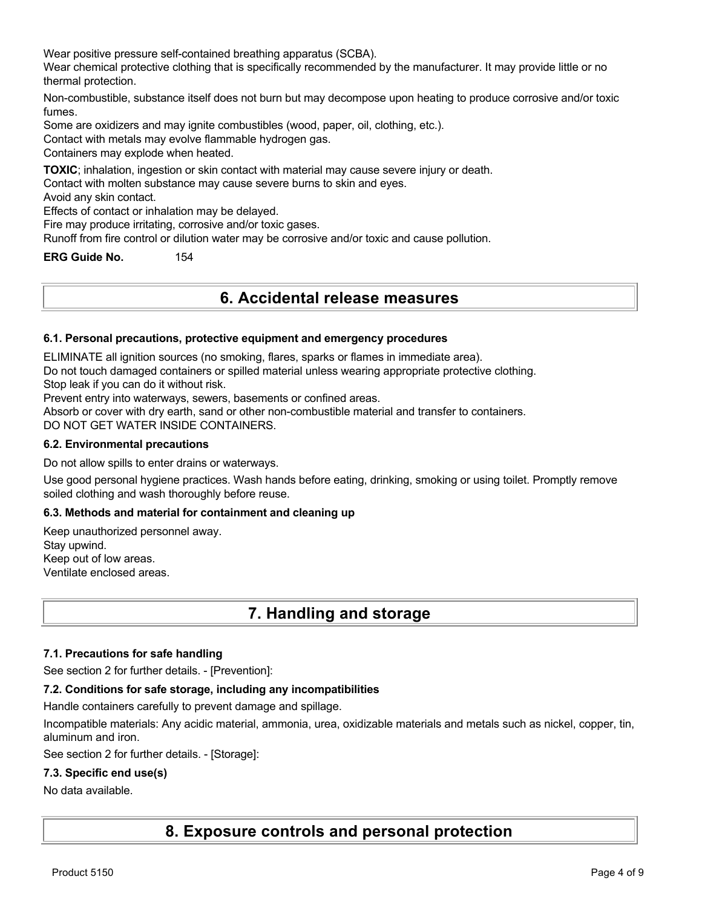Wear positive pressure self-contained breathing apparatus (SCBA).

Wear chemical protective clothing that is specifically recommended by the manufacturer. It may provide little or no thermal protection.

Non-combustible, substance itself does not burn but may decompose upon heating to produce corrosive and/or toxic fumes.

Some are oxidizers and may ignite combustibles (wood, paper, oil, clothing, etc.).

Contact with metals may evolve flammable hydrogen gas.

Containers may explode when heated.

**TOXIC**; inhalation, ingestion or skin contact with material may cause severe injury or death.

Contact with molten substance may cause severe burns to skin and eyes.

Avoid any skin contact.

Effects of contact or inhalation may be delayed.

Fire may produce irritating, corrosive and/or toxic gases.

Runoff from fire control or dilution water may be corrosive and/or toxic and cause pollution.

**ERG Guide No.** 154

# 6. Accidental release measures

### 6.1. Personal precautions, protective equipment and emergency procedures

ELIMINATE all ignition sources (no smoking, flares, sparks or flames in immediate area).

Do not touch damaged containers or spilled material unless wearing appropriate protective clothing.

Stop leak if you can do it without risk.

Prevent entry into waterways, sewers, basements or confined areas.

Absorb or cover with dry earth, sand or other non-combustible material and transfer to containers.

DO NOT GET WATER INSIDE CONTAINERS.

### 6.2. Environmental precautions

Do not allow spills to enter drains or waterways.

Use good personal hygiene practices. Wash hands before eating, drinking, smoking or using toilet. Promptly remove soiled clothing and wash thoroughly before reuse.

### 6.3. Methods and material for containment and cleaning up

Keep unauthorized personnel away.

Stay upwind.

Keep out of low areas.

Ventilate enclosed areas.

# 7. Handling and storage

### 7.1. Precautions for safe handling

See section 2 for further details. - [Prevention]:

### 7.2. Conditions for safe storage, including any incompatibilities

Handle containers carefully to prevent damage and spillage.

Incompatible materials: Any acidic material, ammonia, urea, oxidizable materials and metals such as nickel, copper, tin, aluminum and iron.

See section 2 for further details. - [Storage]:

### 7.3. Specific end use(s)

No data available.

# 8. Exposure controls and personal protection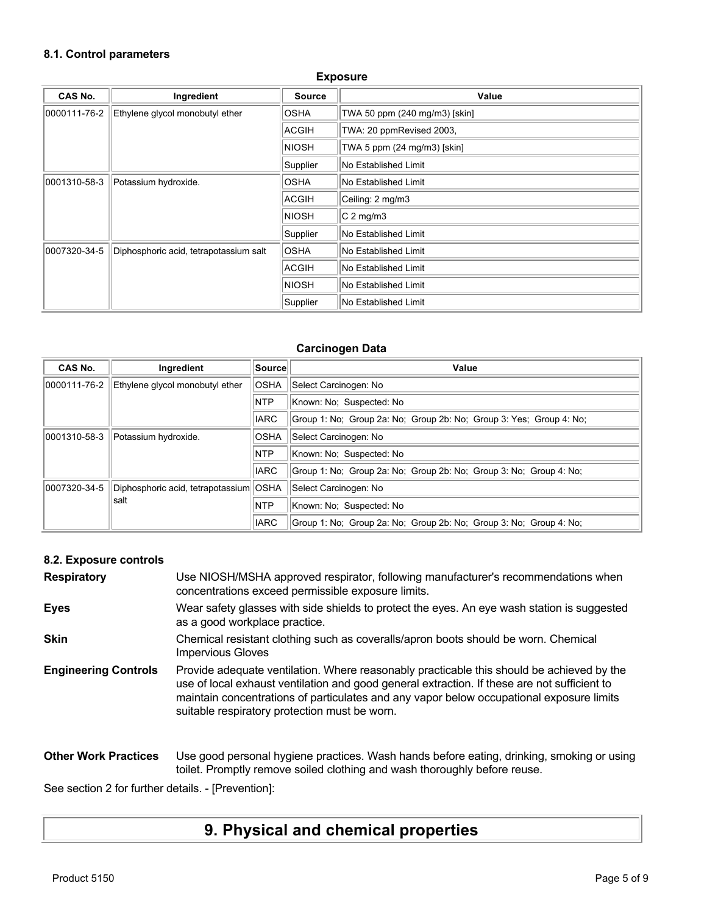### 8.1. Control parameters

**Exposure**

| CAS No. | Ingredient | Source | Value |
|---|---|---|---|
| 0000111-76-2 | Ethylene glycol monobutyl ether | OSHA | TWA 50 ppm (240 mg/m3) [skin] |
| | | ACGIH | TWA: 20 ppmRevised 2003, |
| | | NIOSH | TWA 5 ppm (24 mg/m3) [skin] |
| | | Supplier | No Established Limit |
| 0001310-58-3 | Potassium hydroxide. | OSHA | No Established Limit |
| | | ACGIH | Ceiling: 2 mg/m3 |
| | | NIOSH | C 2 mg/m3 |
| | | Supplier | No Established Limit |
| 0007320-34-5 | Diphosphoric acid, tetrapotassium salt | OSHA | No Established Limit |
| | | ACGIH | No Established Limit |
| | | NIOSH | No Established Limit |
| | | Supplier | No Established Limit |

**Carcinogen Data**

| CAS No. | Ingredient | Source | Value |
|---|---|---|---|
| 0000111-76-2 | Ethylene glycol monobutyl ether | OSHA | Select Carcinogen: No |
| | | NTP | Known: No; Suspected: No |
| | | IARC | Group 1: No; Group 2a: No; Group 2b: No; Group 3: Yes; Group 4: No; |
| 0001310-58-3 | Potassium hydroxide. | OSHA | Select Carcinogen: No |
| | | NTP | Known: No; Suspected: No |
| | | IARC | Group 1: No; Group 2a: No; Group 2b: No; Group 3: No; Group 4: No; |
| 0007320-34-5 | Diphosphoric acid, tetrapotassium salt | OSHA | Select Carcinogen: No |
| | | NTP | Known: No; Suspected: No |
| | | IARC | Group 1: No; Group 2a: No; Group 2b: No; Group 3: No; Group 4: No; |

### 8.2. Exposure controls

**Respiratory** Use NIOSH/MSHA approved respirator, following manufacturer's recommendations when concentrations exceed permissible exposure limits.

**Eyes** Wear safety glasses with side shields to protect the eyes. An eye wash station is suggested as a good workplace practice.

**Skin** Chemical resistant clothing such as coveralls/apron boots should be worn. Chemical Impervious Gloves

**Engineering Controls** Provide adequate ventilation. Where reasonably practicable this should be achieved by the use of local exhaust ventilation and good general extraction. If these are not sufficient to maintain concentrations of particulates and any vapor below occupational exposure limits suitable respiratory protection must be worn.

**Other Work Practices** Use good personal hygiene practices. Wash hands before eating, drinking, smoking or using toilet. Promptly remove soiled clothing and wash thoroughly before reuse.

See section 2 for further details. - [Prevention]:

# 9. Physical and chemical properties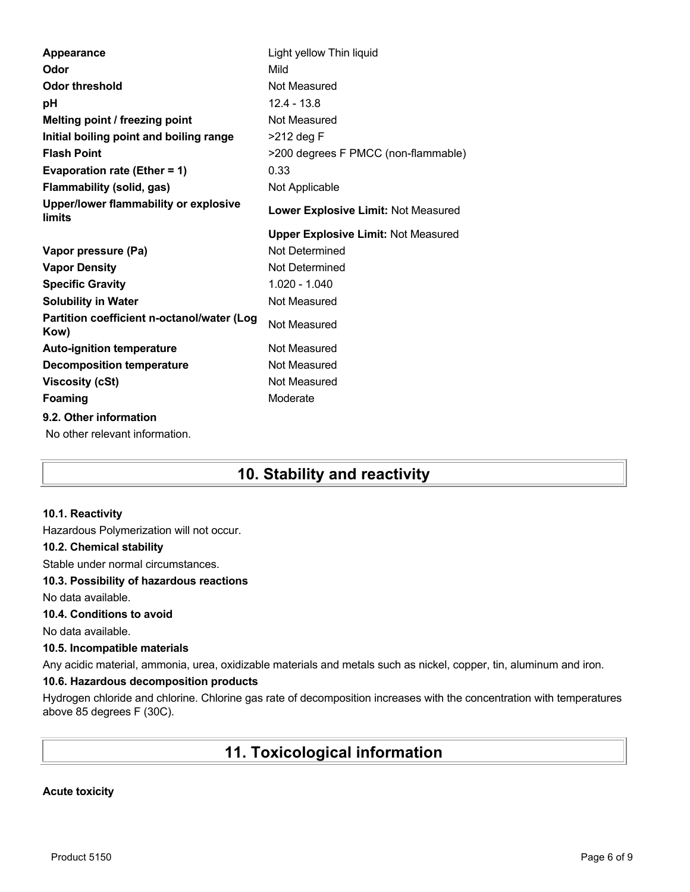| | |
|---|---|
| **Appearance** | Light yellow Thin liquid |
| **Odor** | Mild |
| **Odor threshold** | Not Measured |
| **pH** | 12.4 - 13.8 |
| **Melting point / freezing point** | Not Measured |
| **Initial boiling point and boiling range** | >212 deg F |
| **Flash Point** | >200 degrees F PMCC (non-flammable) |
| **Evaporation rate (Ether = 1)** | 0.33 |
| **Flammability (solid, gas)** | Not Applicable |
| **Upper/lower flammability or explosive limits** | **Lower Explosive Limit:** Not Measured |
| | **Upper Explosive Limit:** Not Measured |
| **Vapor pressure (Pa)** | Not Determined |
| **Vapor Density** | Not Determined |
| **Specific Gravity** | 1.020 - 1.040 |
| **Solubility in Water** | Not Measured |
| **Partition coefficient n-octanol/water (Log Kow)** | Not Measured |
| **Auto-ignition temperature** | Not Measured |
| **Decomposition temperature** | Not Measured |
| **Viscosity (cSt)** | Not Measured |
| **Foaming** | Moderate |

### 9.2. Other information

No other relevant information.

## 10. Stability and reactivity

### 10.1. Reactivity

Hazardous Polymerization will not occur.

### 10.2. Chemical stability

Stable under normal circumstances.

### 10.3. Possibility of hazardous reactions

No data available.

### 10.4. Conditions to avoid

No data available.

### 10.5. Incompatible materials

Any acidic material, ammonia, urea, oxidizable materials and metals such as nickel, copper, tin, aluminum and iron.

### 10.6. Hazardous decomposition products

Hydrogen chloride and chlorine. Chlorine gas rate of decomposition increases with the concentration with temperatures above 85 degrees F (30C).

## 11. Toxicological information

**Acute toxicity**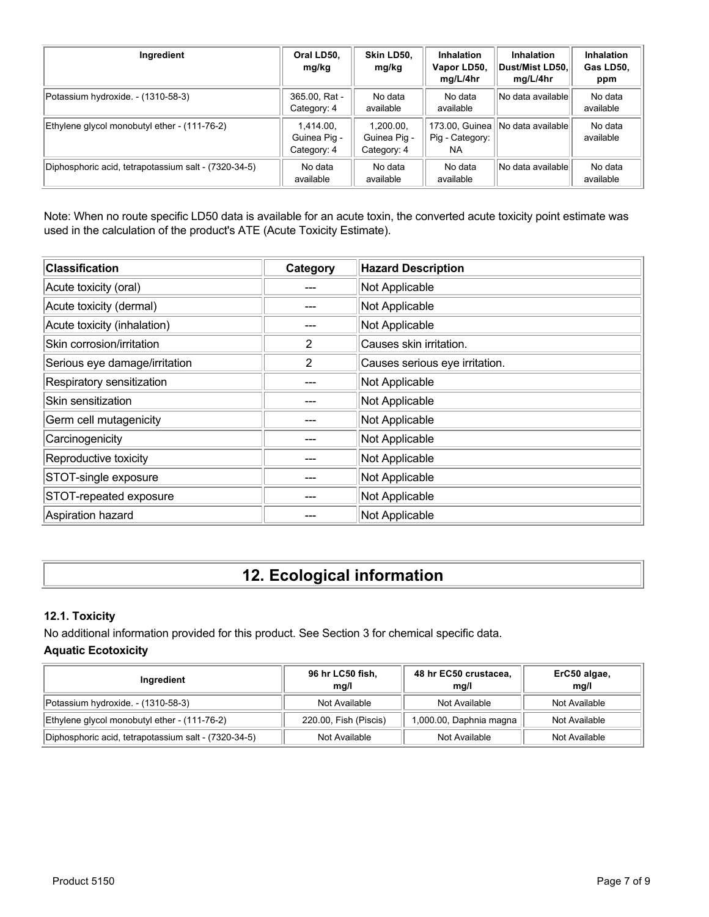| Ingredient | Oral LD50, mg/kg | Skin LD50, mg/kg | Inhalation Vapor LD50, mg/L/4hr | Inhalation Dust/Mist LD50, mg/L/4hr | Inhalation Gas LD50, ppm |
|---|---|---|---|---|---|
| Potassium hydroxide. - (1310-58-3) | 365.00, Rat - Category: 4 | No data available | No data available | No data available | No data available |
| Ethylene glycol monobutyl ether - (111-76-2) | 1,414.00, Guinea Pig - Category: 4 | 1,200.00, Guinea Pig - Category: 4 | 173.00, Guinea Pig - Category: NA | No data available | No data available |
| Diphosphoric acid, tetrapotassium salt - (7320-34-5) | No data available | No data available | No data available | No data available | No data available |

Note: When no route specific LD50 data is available for an acute toxin, the converted acute toxicity point estimate was used in the calculation of the product's ATE (Acute Toxicity Estimate).

| Classification | Category | Hazard Description |
|---|---|---|
| Acute toxicity (oral) | --- | Not Applicable |
| Acute toxicity (dermal) | --- | Not Applicable |
| Acute toxicity (inhalation) | --- | Not Applicable |
| Skin corrosion/irritation | 2 | Causes skin irritation. |
| Serious eye damage/irritation | 2 | Causes serious eye irritation. |
| Respiratory sensitization | --- | Not Applicable |
| Skin sensitization | --- | Not Applicable |
| Germ cell mutagenicity | --- | Not Applicable |
| Carcinogenicity | --- | Not Applicable |
| Reproductive toxicity | --- | Not Applicable |
| STOT-single exposure | --- | Not Applicable |
| STOT-repeated exposure | --- | Not Applicable |
| Aspiration hazard | --- | Not Applicable |

# 12. Ecological information

### 12.1. Toxicity

No additional information provided for this product. See Section 3 for chemical specific data.

**Aquatic Ecotoxicity**

| Ingredient | 96 hr LC50 fish, mg/l | 48 hr EC50 crustacea, mg/l | ErC50 algae, mg/l |
|---|---|---|---|
| Potassium hydroxide. - (1310-58-3) | Not Available | Not Available | Not Available |
| Ethylene glycol monobutyl ether - (111-76-2) | 220.00, Fish (Piscis) | 1,000.00, Daphnia magna | Not Available |
| Diphosphoric acid, tetrapotassium salt - (7320-34-5) | Not Available | Not Available | Not Available |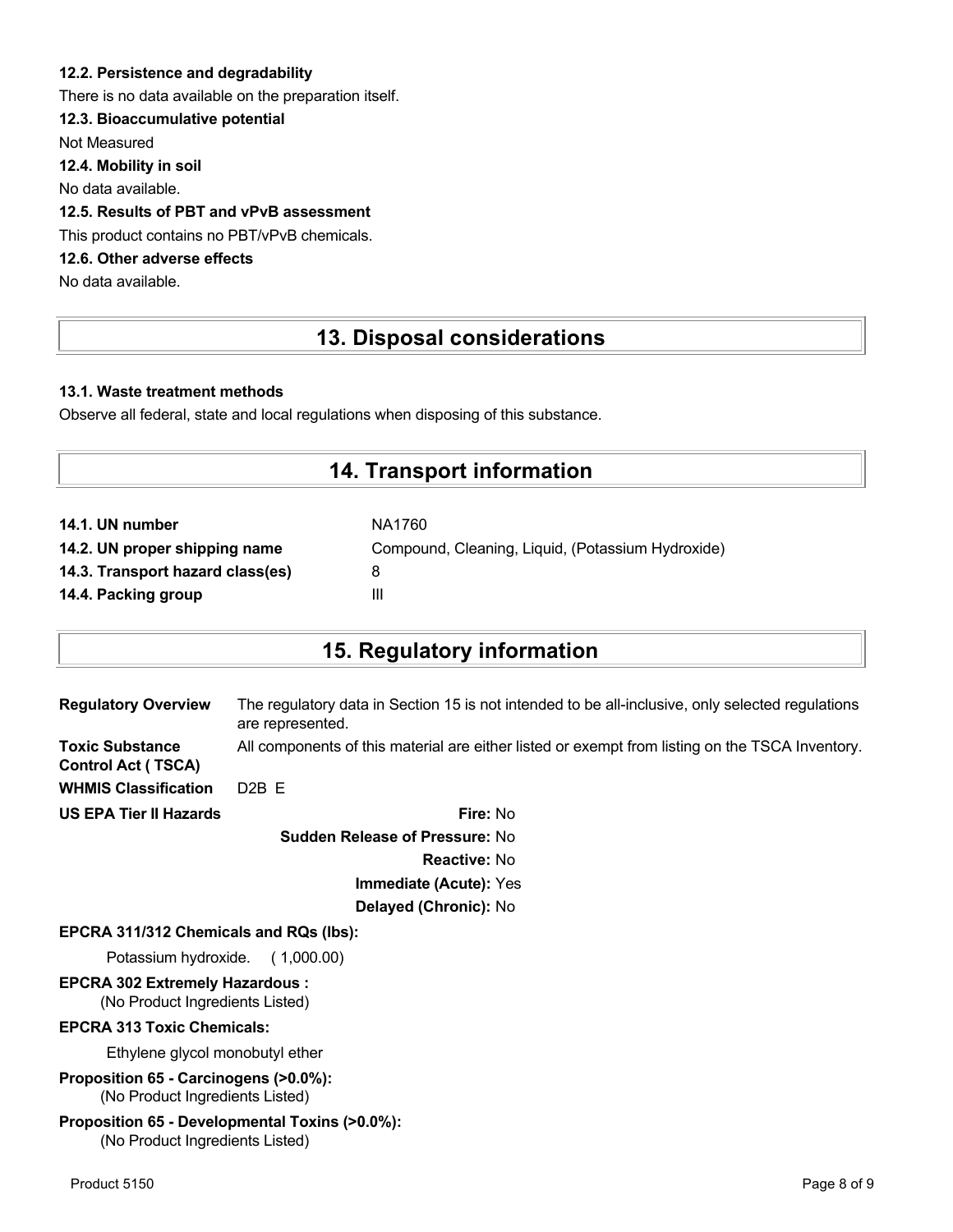#### 12.2. Persistence and degradability

There is no data available on the preparation itself.

#### 12.3. Bioaccumulative potential

Not Measured

#### 12.4. Mobility in soil

No data available.

#### 12.5. Results of PBT and vPvB assessment

This product contains no PBT/vPvB chemicals.

#### 12.6. Other adverse effects

No data available.

## 13. Disposal considerations

#### 13.1. Waste treatment methods

Observe all federal, state and local regulations when disposing of this substance.

## 14. Transport information

| | |
|---|---|
| **14.1. UN number** | NA1760 |
| **14.2. UN proper shipping name** | Compound, Cleaning, Liquid, (Potassium Hydroxide) |
| **14.3. Transport hazard class(es)** | 8 |
| **14.4. Packing group** | III |

## 15. Regulatory information

| | |
|---|---|
| **Regulatory Overview** | The regulatory data in Section 15 is not intended to be all-inclusive, only selected regulations are represented. |
| **Toxic Substance Control Act ( TSCA)** | All components of this material are either listed or exempt from listing on the TSCA Inventory. |
| **WHMIS Classification** | D2B E |

**US EPA Tier II Hazards**

**Fire:** No

**Sudden Release of Pressure:** No

**Reactive:** No

**Immediate (Acute):** Yes

**Delayed (Chronic):** No

**EPCRA 311/312 Chemicals and RQs (lbs):**

Potassium hydroxide. ( 1,000.00)

**EPCRA 302 Extremely Hazardous :**

(No Product Ingredients Listed)

**EPCRA 313 Toxic Chemicals:**

Ethylene glycol monobutyl ether

**Proposition 65 - Carcinogens (>0.0%):**

(No Product Ingredients Listed)

**Proposition 65 - Developmental Toxins (>0.0%):**

(No Product Ingredients Listed)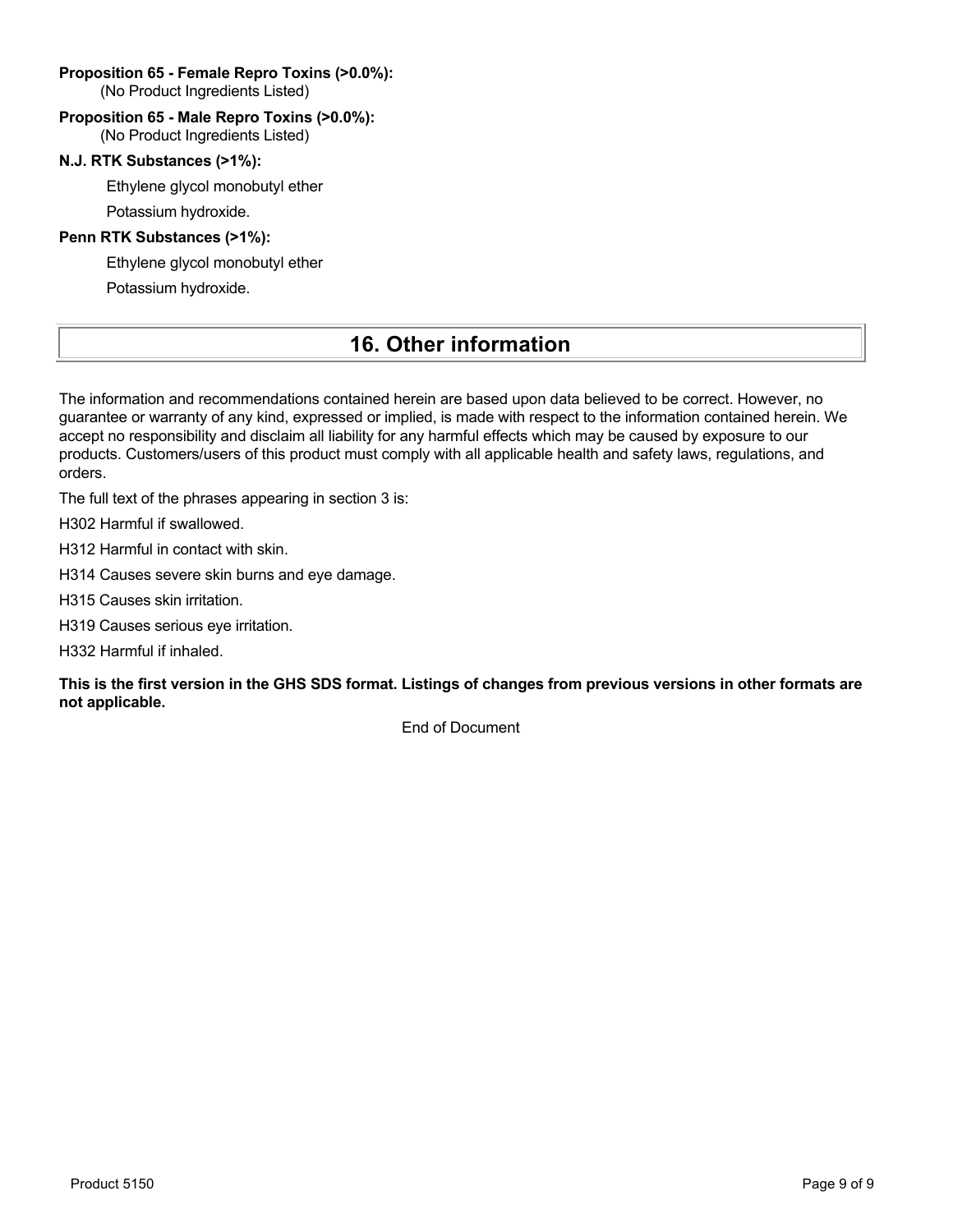**Proposition 65 - Female Repro Toxins (>0.0%):**
(No Product Ingredients Listed)

**Proposition 65 - Male Repro Toxins (>0.0%):**
(No Product Ingredients Listed)

**N.J. RTK Substances (>1%):**

Ethylene glycol monobutyl ether

Potassium hydroxide.

**Penn RTK Substances (>1%):**

Ethylene glycol monobutyl ether

Potassium hydroxide.

## 16. Other information

The information and recommendations contained herein are based upon data believed to be correct. However, no guarantee or warranty of any kind, expressed or implied, is made with respect to the information contained herein. We accept no responsibility and disclaim all liability for any harmful effects which may be caused by exposure to our products. Customers/users of this product must comply with all applicable health and safety laws, regulations, and orders.

The full text of the phrases appearing in section 3 is:

H302 Harmful if swallowed.

H312 Harmful in contact with skin.

H314 Causes severe skin burns and eye damage.

H315 Causes skin irritation.

H319 Causes serious eye irritation.

H332 Harmful if inhaled.

**This is the first version in the GHS SDS format. Listings of changes from previous versions in other formats are not applicable.**

End of Document